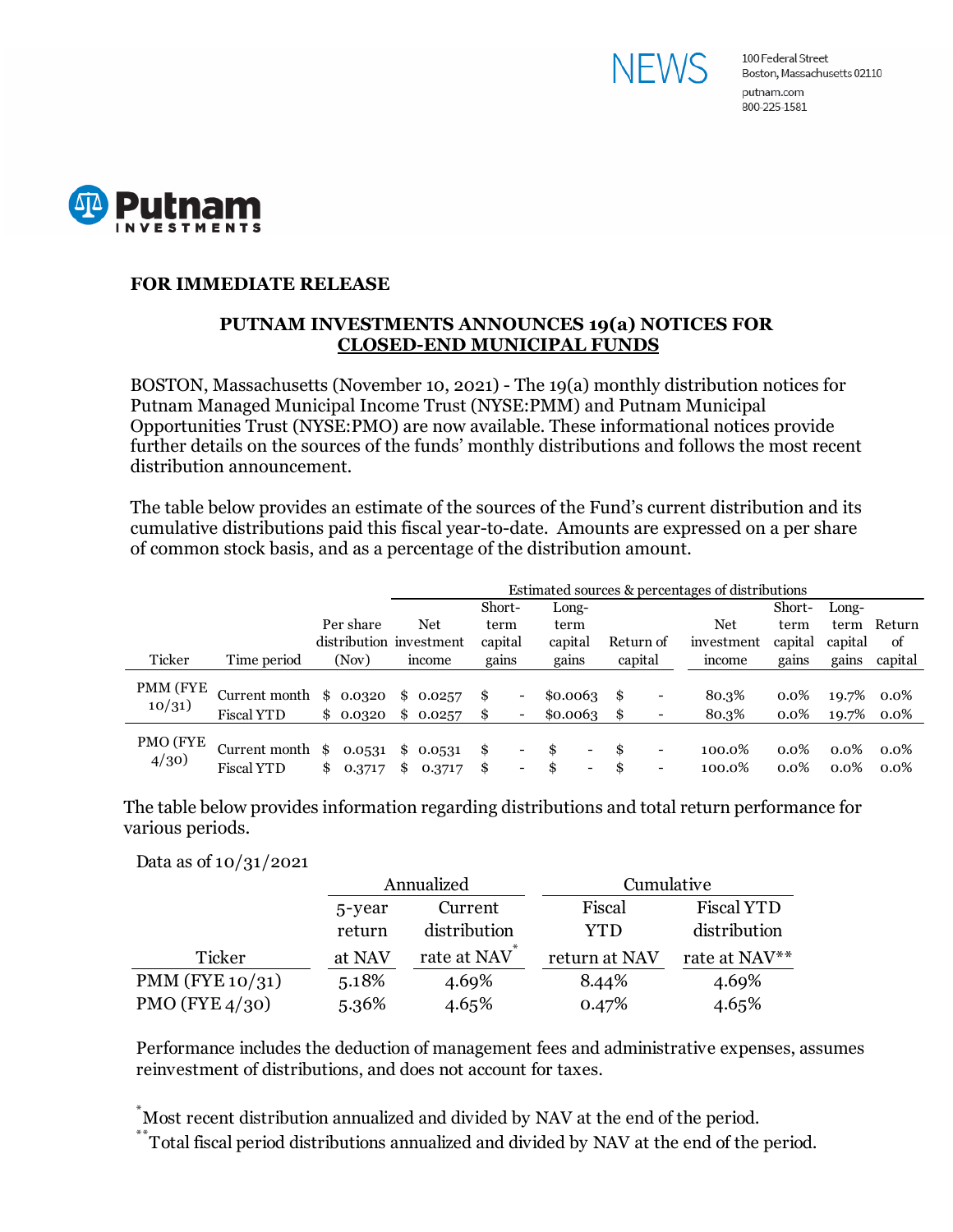NEWS

100 Federal Street
Boston, Massachusetts 02110
putnam.com
800-225-1581

Putnam INVESTMENTS

**FOR IMMEDIATE RELEASE**

## PUTNAM INVESTMENTS ANNOUNCES 19(a) NOTICES FOR CLOSED-END MUNICIPAL FUNDS

BOSTON, Massachusetts (November 10, 2021) - The 19(a) monthly distribution notices for Putnam Managed Municipal Income Trust (NYSE:PMM) and Putnam Municipal Opportunities Trust (NYSE:PMO) are now available. These informational notices provide further details on the sources of the funds' monthly distributions and follows the most recent distribution announcement.

The table below provides an estimate of the sources of the Fund's current distribution and its cumulative distributions paid this fiscal year-to-date. Amounts are expressed on a per share of common stock basis, and as a percentage of the distribution amount.

| | | | Estimated sources & percentages of distributions | | | | | | | | |
|---|---|---|---|---|---|---|---|---|---|---|---|
| Ticker | Time period | Per share distribution (Nov) | Net investment income | Short-term capital gains | Long-term capital gains | Return of capital | Net investment income | Short-term capital gains | Long-term capital gains | Return of capital |
| PMM (FYE 10/31) | Current month | $ 0.0320 | $ 0.0257 | $ - | $0.0063 | $ - | 80.3% | 0.0% | 19.7% | 0.0% |
| | Fiscal YTD | $ 0.0320 | $ 0.0257 | $ - | $0.0063 | $ - | 80.3% | 0.0% | 19.7% | 0.0% |
| PMO (FYE 4/30) | Current month | $ 0.0531 | $ 0.0531 | $ - | $ - | $ - | 100.0% | 0.0% | 0.0% | 0.0% |
| | Fiscal YTD | $ 0.3717 | $ 0.3717 | $ - | $ - | $ - | 100.0% | 0.0% | 0.0% | 0.0% |

The table below provides information regarding distributions and total return performance for various periods.

Data as of 10/31/2021

| | Annualized | | Cumulative | |
|---|---|---|---|---|
| Ticker | 5-year return at NAV | Current distribution rate at NAV* | Fiscal YTD return at NAV | Fiscal YTD distribution rate at NAV** |
| PMM (FYE 10/31) | 5.18% | 4.69% | 8.44% | 4.69% |
| PMO (FYE 4/30) | 5.36% | 4.65% | 0.47% | 4.65% |

Performance includes the deduction of management fees and administrative expenses, assumes reinvestment of distributions, and does not account for taxes.

* Most recent distribution annualized and divided by NAV at the end of the period.

** Total fiscal period distributions annualized and divided by NAV at the end of the period.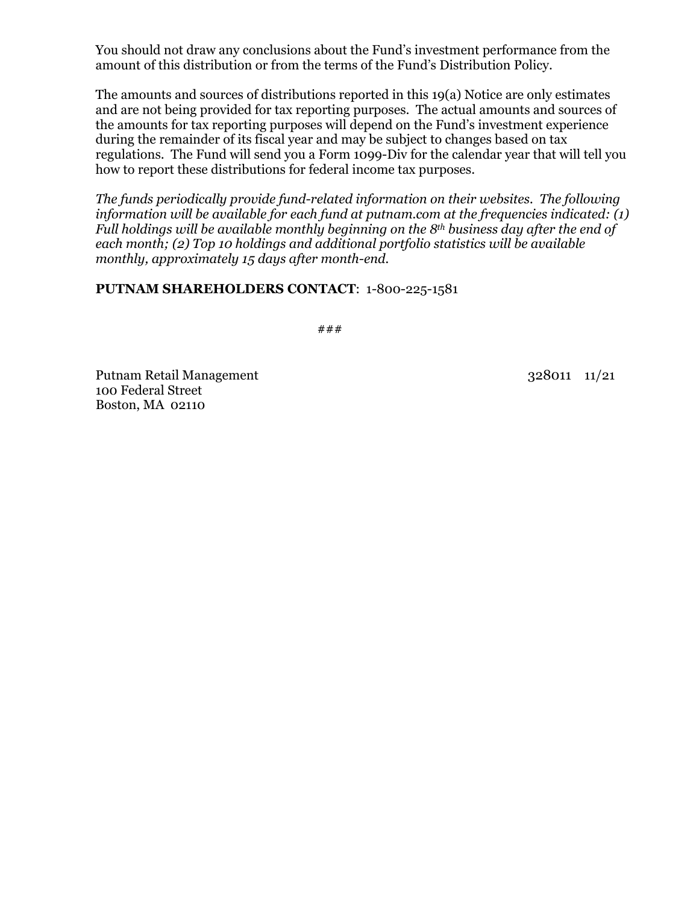You should not draw any conclusions about the Fund's investment performance from the amount of this distribution or from the terms of the Fund's Distribution Policy.

The amounts and sources of distributions reported in this 19(a) Notice are only estimates and are not being provided for tax reporting purposes. The actual amounts and sources of the amounts for tax reporting purposes will depend on the Fund's investment experience during the remainder of its fiscal year and may be subject to changes based on tax regulations. The Fund will send you a Form 1099-Div for the calendar year that will tell you how to report these distributions for federal income tax purposes.

*The funds periodically provide fund-related information on their websites. The following information will be available for each fund at putnam.com at the frequencies indicated: (1) Full holdings will be available monthly beginning on the 8th business day after the end of each month; (2) Top 10 holdings and additional portfolio statistics will be available monthly, approximately 15 days after month-end.*

**PUTNAM SHAREHOLDERS CONTACT**: 1-800-225-1581

###

Putnam Retail Management
100 Federal Street
Boston, MA 02110

328011 11/21